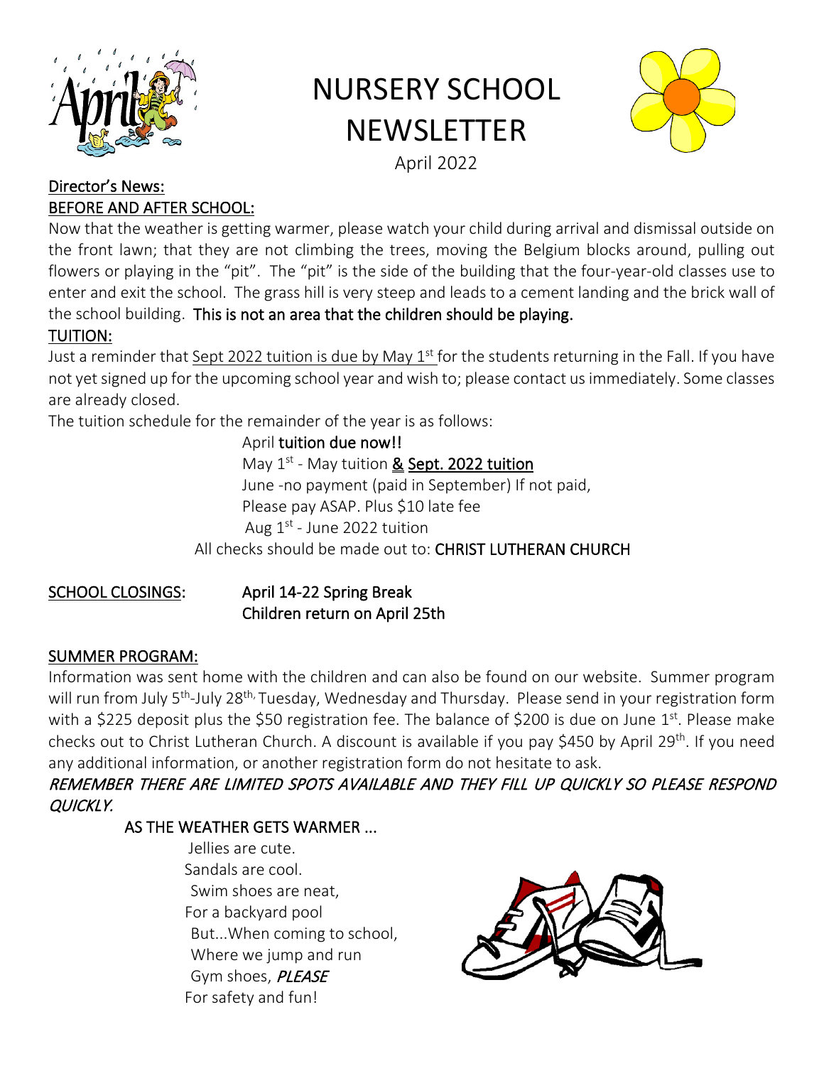# NURSERY SCHOOL NEWSLETTER

April 2022

## Director's News:

### BEFORE AND AFTER SCHOOL:

Now that the weather is getting warmer, please watch your child during arrival and dismissal outside on the front lawn; that they are not climbing the trees, moving the Belgium blocks around, pulling out flowers or playing in the "pit". The "pit" is the side of the building that the four-year-old classes use to enter and exit the school. The grass hill is very steep and leads to a cement landing and the brick wall of the school building. **This is not an area that the children should be playing.**

### TUITION:

Just a reminder that Sept 2022 tuition is due by May 1st for the students returning in the Fall. If you have not yet signed up for the upcoming school year and wish to; please contact us immediately. Some classes are already closed.

The tuition schedule for the remainder of the year is as follows:

April **tuition due now!!**
May 1st - May tuition **& Sept. 2022 tuition**
June -no payment (paid in September) If not paid,
Please pay ASAP. Plus $10 late fee
Aug 1st - June 2022 tuition

All checks should be made out to: **CHRIST LUTHERAN CHURCH**

### SCHOOL CLOSINGS:

**April 14-22 Spring Break**
**Children return on April 25th**

### SUMMER PROGRAM:

Information was sent home with the children and can also be found on our website. Summer program will run from July 5th-July 28th, Tuesday, Wednesday and Thursday. Please send in your registration form with a $225 deposit plus the $50 registration fee. The balance of $200 is due on June 1st. Please make checks out to Christ Lutheran Church. A discount is available if you pay $450 by April 29th. If you need any additional information, or another registration form do not hesitate to ask.

*REMEMBER THERE ARE LIMITED SPOTS AVAILABLE AND THEY FILL UP QUICKLY SO PLEASE RESPOND QUICKLY.*

### AS THE WEATHER GETS WARMER ...

Jellies are cute.
Sandals are cool.
Swim shoes are neat,
For a backyard pool
But...When coming to school,
Where we jump and run
Gym shoes, *PLEASE*
For safety and fun!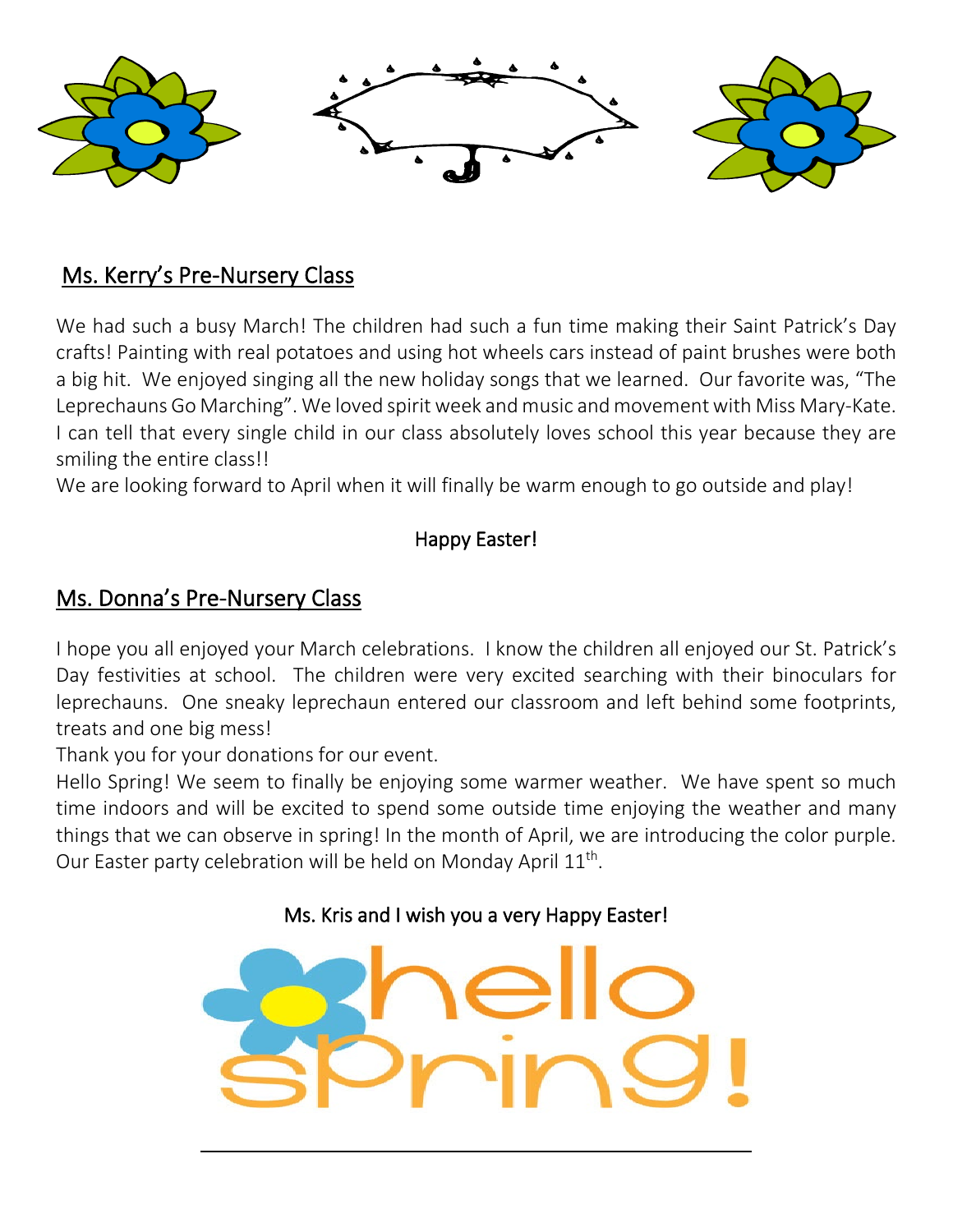## Ms. Kerry's Pre-Nursery Class

We had such a busy March! The children had such a fun time making their Saint Patrick's Day crafts! Painting with real potatoes and using hot wheels cars instead of paint brushes were both a big hit. We enjoyed singing all the new holiday songs that we learned. Our favorite was, "The Leprechauns Go Marching". We loved spirit week and music and movement with Miss Mary-Kate. I can tell that every single child in our class absolutely loves school this year because they are smiling the entire class!!

We are looking forward to April when it will finally be warm enough to go outside and play!

Happy Easter!

## Ms. Donna's Pre-Nursery Class

I hope you all enjoyed your March celebrations. I know the children all enjoyed our St. Patrick's Day festivities at school. The children were very excited searching with their binoculars for leprechauns. One sneaky leprechaun entered our classroom and left behind some footprints, treats and one big mess!

Thank you for your donations for our event.

Hello Spring! We seem to finally be enjoying some warmer weather. We have spent so much time indoors and will be excited to spend some outside time enjoying the weather and many things that we can observe in spring! In the month of April, we are introducing the color purple. Our Easter party celebration will be held on Monday April 11th.

Ms. Kris and I wish you a very Happy Easter!

hello spring!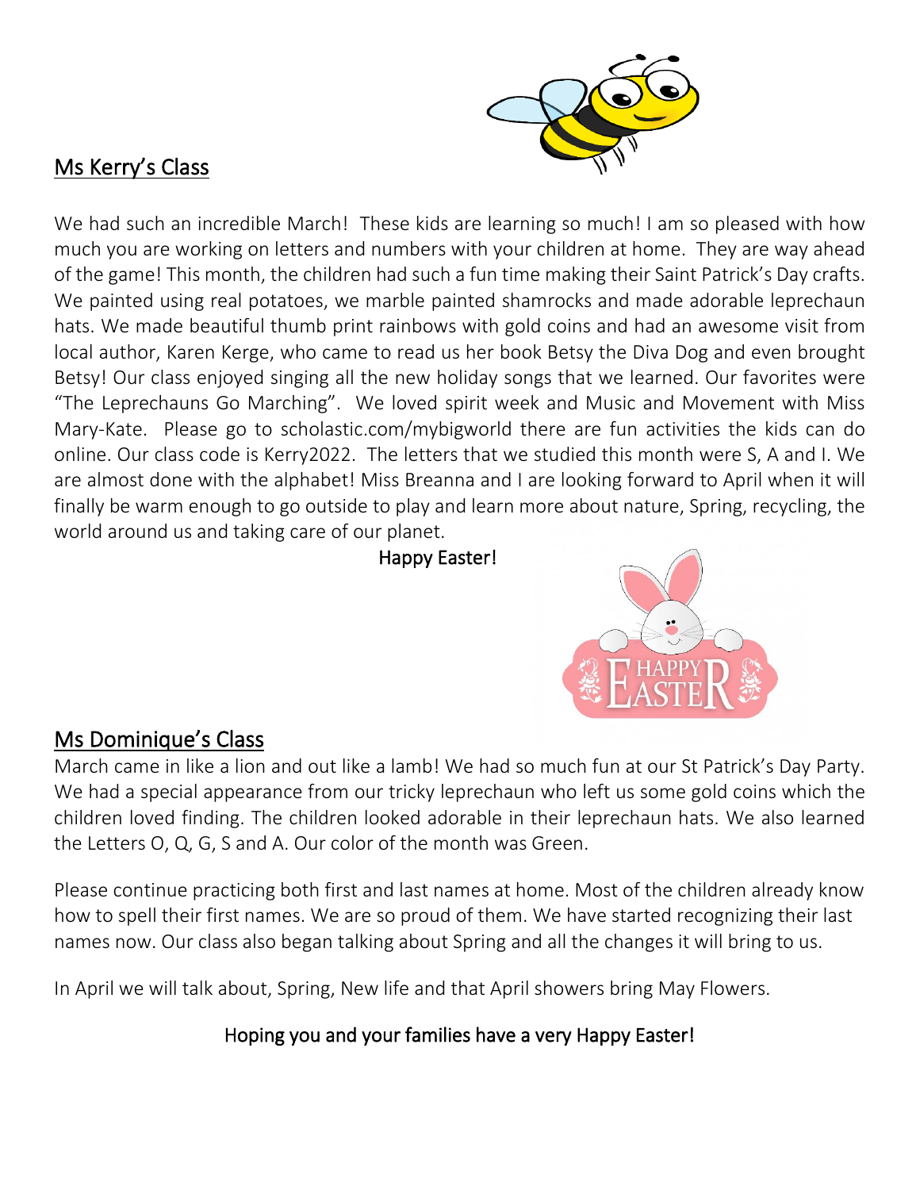## Ms Kerry's Class

We had such an incredible March! These kids are learning so much! I am so pleased with how much you are working on letters and numbers with your children at home. They are way ahead of the game! This month, the children had such a fun time making their Saint Patrick's Day crafts. We painted using real potatoes, we marble painted shamrocks and made adorable leprechaun hats. We made beautiful thumb print rainbows with gold coins and had an awesome visit from local author, Karen Kerge, who came to read us her book Betsy the Diva Dog and even brought Betsy! Our class enjoyed singing all the new holiday songs that we learned. Our favorites were "The Leprechauns Go Marching". We loved spirit week and Music and Movement with Miss Mary-Kate. Please go to scholastic.com/mybigworld there are fun activities the kids can do online. Our class code is Kerry2022. The letters that we studied this month were S, A and I. We are almost done with the alphabet! Miss Breanna and I are looking forward to April when it will finally be warm enough to go outside to play and learn more about nature, Spring, recycling, the world around us and taking care of our planet.

Happy Easter!

## Ms Dominique's Class

March came in like a lion and out like a lamb! We had so much fun at our St Patrick's Day Party. We had a special appearance from our tricky leprechaun who left us some gold coins which the children loved finding. The children looked adorable in their leprechaun hats. We also learned the Letters O, Q, G, S and A. Our color of the month was Green.

Please continue practicing both first and last names at home. Most of the children already know how to spell their first names. We are so proud of them. We have started recognizing their last names now. Our class also began talking about Spring and all the changes it will bring to us.

In April we will talk about, Spring, New life and that April showers bring May Flowers.

Hoping you and your families have a very Happy Easter!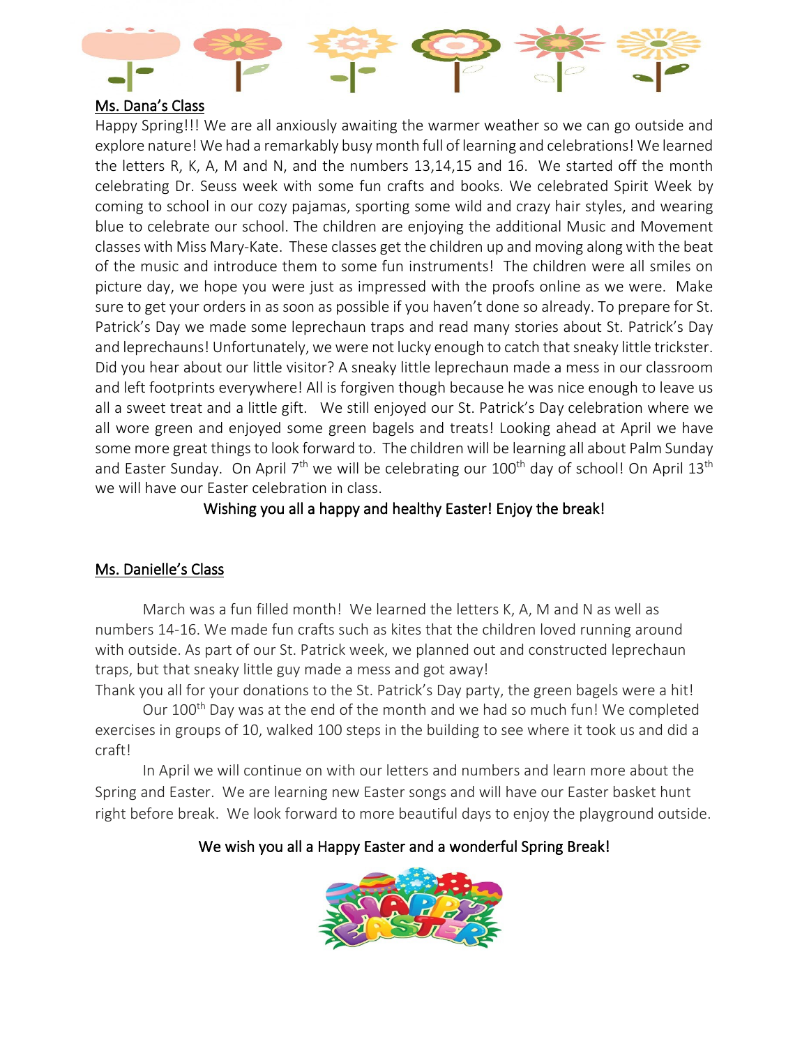## Ms. Dana's Class

Happy Spring!!! We are all anxiously awaiting the warmer weather so we can go outside and explore nature! We had a remarkably busy month full of learning and celebrations! We learned the letters R, K, A, M and N, and the numbers 13,14,15 and 16. We started off the month celebrating Dr. Seuss week with some fun crafts and books. We celebrated Spirit Week by coming to school in our cozy pajamas, sporting some wild and crazy hair styles, and wearing blue to celebrate our school. The children are enjoying the additional Music and Movement classes with Miss Mary-Kate. These classes get the children up and moving along with the beat of the music and introduce them to some fun instruments! The children were all smiles on picture day, we hope you were just as impressed with the proofs online as we were. Make sure to get your orders in as soon as possible if you haven't done so already. To prepare for St. Patrick's Day we made some leprechaun traps and read many stories about St. Patrick's Day and leprechauns! Unfortunately, we were not lucky enough to catch that sneaky little trickster. Did you hear about our little visitor? A sneaky little leprechaun made a mess in our classroom and left footprints everywhere! All is forgiven though because he was nice enough to leave us all a sweet treat and a little gift. We still enjoyed our St. Patrick's Day celebration where we all wore green and enjoyed some green bagels and treats! Looking ahead at April we have some more great things to look forward to. The children will be learning all about Palm Sunday and Easter Sunday. On April 7th we will be celebrating our 100th day of school! On April 13th we will have our Easter celebration in class.

Wishing you all a happy and healthy Easter! Enjoy the break!

## Ms. Danielle's Class

March was a fun filled month! We learned the letters K, A, M and N as well as numbers 14-16. We made fun crafts such as kites that the children loved running around with outside. As part of our St. Patrick week, we planned out and constructed leprechaun traps, but that sneaky little guy made a mess and got away!

Thank you all for your donations to the St. Patrick's Day party, the green bagels were a hit!

Our 100th Day was at the end of the month and we had so much fun! We completed exercises in groups of 10, walked 100 steps in the building to see where it took us and did a craft!

In April we will continue on with our letters and numbers and learn more about the Spring and Easter. We are learning new Easter songs and will have our Easter basket hunt right before break. We look forward to more beautiful days to enjoy the playground outside.

We wish you all a Happy Easter and a wonderful Spring Break!